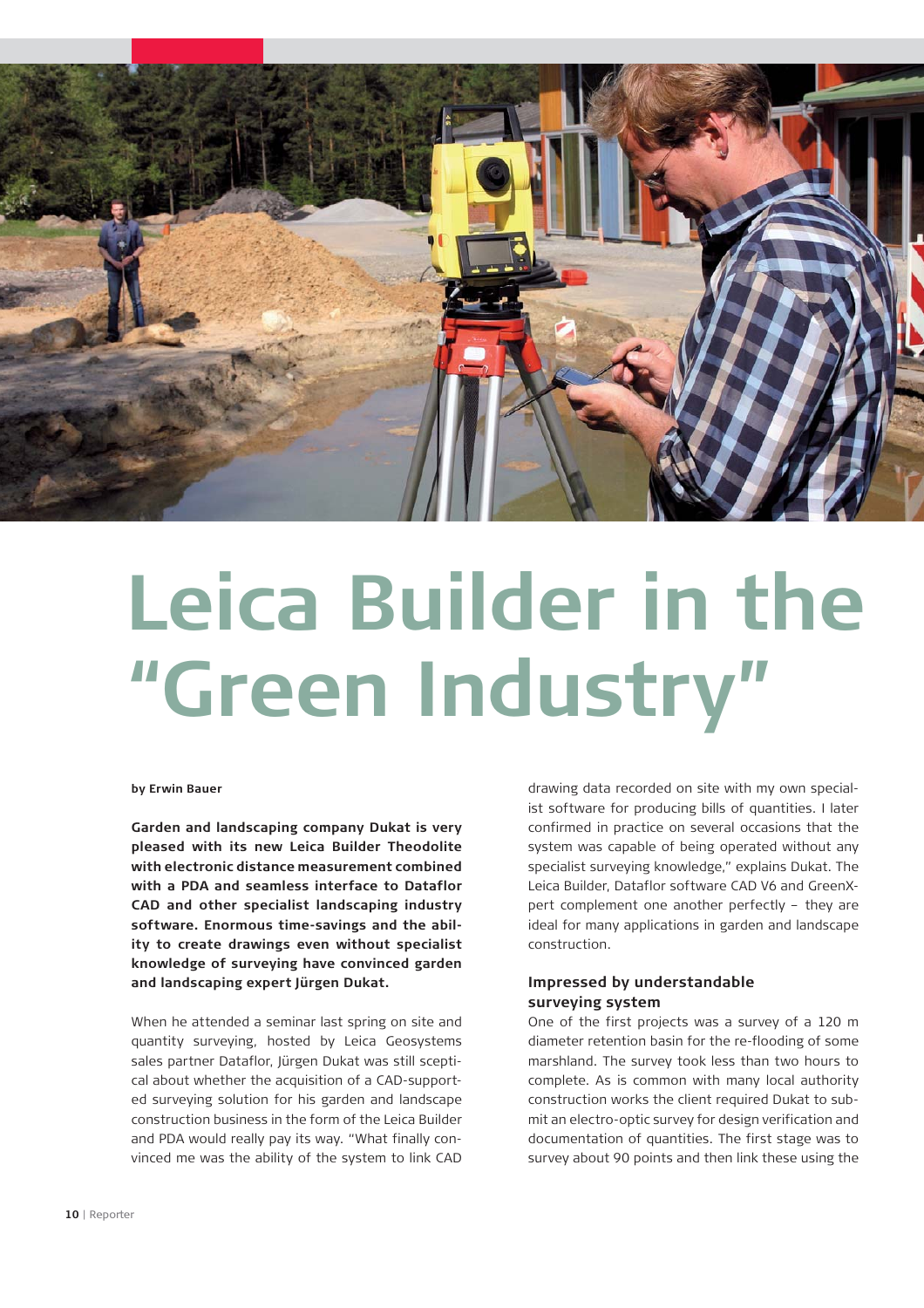# Leica Builder in the "Green Industry"

**by Erwin Bauer**

**Garden and landscaping company Dukat is very pleased with its new Leica Builder Theodolite with electronic distance measurement combined with a PDA and seamless interface to Dataflor CAD and other specialist landscaping industry software. Enormous time-savings and the ability to create drawings even without specialist knowledge of surveying have convinced garden and landscaping expert Jürgen Dukat.**

When he attended a seminar last spring on site and quantity surveying, hosted by Leica Geosystems sales partner Dataflor, Jürgen Dukat was still sceptical about whether the acquisition of a CAD-supported surveying solution for his garden and landscape construction business in the form of the Leica Builder and PDA would really pay its way. "What finally convinced me was the ability of the system to link CAD drawing data recorded on site with my own specialist software for producing bills of quantities. I later confirmed in practice on several occasions that the system was capable of being operated without any specialist surveying knowledge," explains Dukat. The Leica Builder, Dataflor software CAD V6 and GreenXpert complement one another perfectly – they are ideal for many applications in garden and landscape construction.

### Impressed by understandable surveying system

One of the first projects was a survey of a 120 m diameter retention basin for the re-flooding of some marshland. The survey took less than two hours to complete. As is common with many local authority construction works the client required Dukat to submit an electro-optic survey for design verification and documentation of quantities. The first stage was to survey about 90 points and then link these using the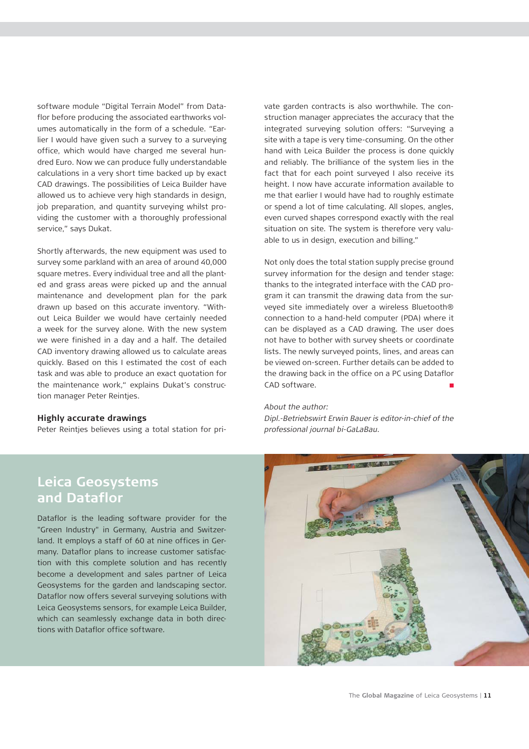software module "Digital Terrain Model" from Dataflor before producing the associated earthworks volumes automatically in the form of a schedule. "Earlier I would have given such a survey to a surveying office, which would have charged me several hundred Euro. Now we can produce fully understandable calculations in a very short time backed up by exact CAD drawings. The possibilities of Leica Builder have allowed us to achieve very high standards in design, job preparation, and quantity surveying whilst providing the customer with a thoroughly professional service," says Dukat.

Shortly afterwards, the new equipment was used to survey some parkland with an area of around 40,000 square metres. Every individual tree and all the planted and grass areas were picked up and the annual maintenance and development plan for the park drawn up based on this accurate inventory. "Without Leica Builder we would have certainly needed a week for the survey alone. With the new system we were finished in a day and a half. The detailed CAD inventory drawing allowed us to calculate areas quickly. Based on this I estimated the cost of each task and was able to produce an exact quotation for the maintenance work," explains Dukat's construction manager Peter Reintjes.

### Highly accurate drawings

Peter Reintjes believes using a total station for private garden contracts is also worthwhile. The construction manager appreciates the accuracy that the integrated surveying solution offers: "Surveying a site with a tape is very time-consuming. On the other hand with Leica Builder the process is done quickly and reliably. The brilliance of the system lies in the fact that for each point surveyed I also receive its height. I now have accurate information available to me that earlier I would have had to roughly estimate or spend a lot of time calculating. All slopes, angles, even curved shapes correspond exactly with the real situation on site. The system is therefore very valuable to us in design, execution and billing."

Not only does the total station supply precise ground survey information for the design and tender stage: thanks to the integrated interface with the CAD program it can transmit the drawing data from the surveyed site immediately over a wireless Bluetooth® connection to a hand-held computer (PDA) where it can be displayed as a CAD drawing. The user does not have to bother with survey sheets or coordinate lists. The newly surveyed points, lines, and areas can be viewed on-screen. Further details can be added to the drawing back in the office on a PC using Dataflor CAD software.

*About the author:*
*Dipl.-Betriebswirt Erwin Bauer is editor-in-chief of the professional journal bi-GaLaBau.*

## Leica Geosystems and Dataflor

Dataflor is the leading software provider for the "Green Industry" in Germany, Austria and Switzerland. It employs a staff of 60 at nine offices in Germany. Dataflor plans to increase customer satisfaction with this complete solution and has recently become a development and sales partner of Leica Geosystems for the garden and landscaping sector. Dataflor now offers several surveying solutions with Leica Geosystems sensors, for example Leica Builder, which can seamlessly exchange data in both directions with Dataflor office software.